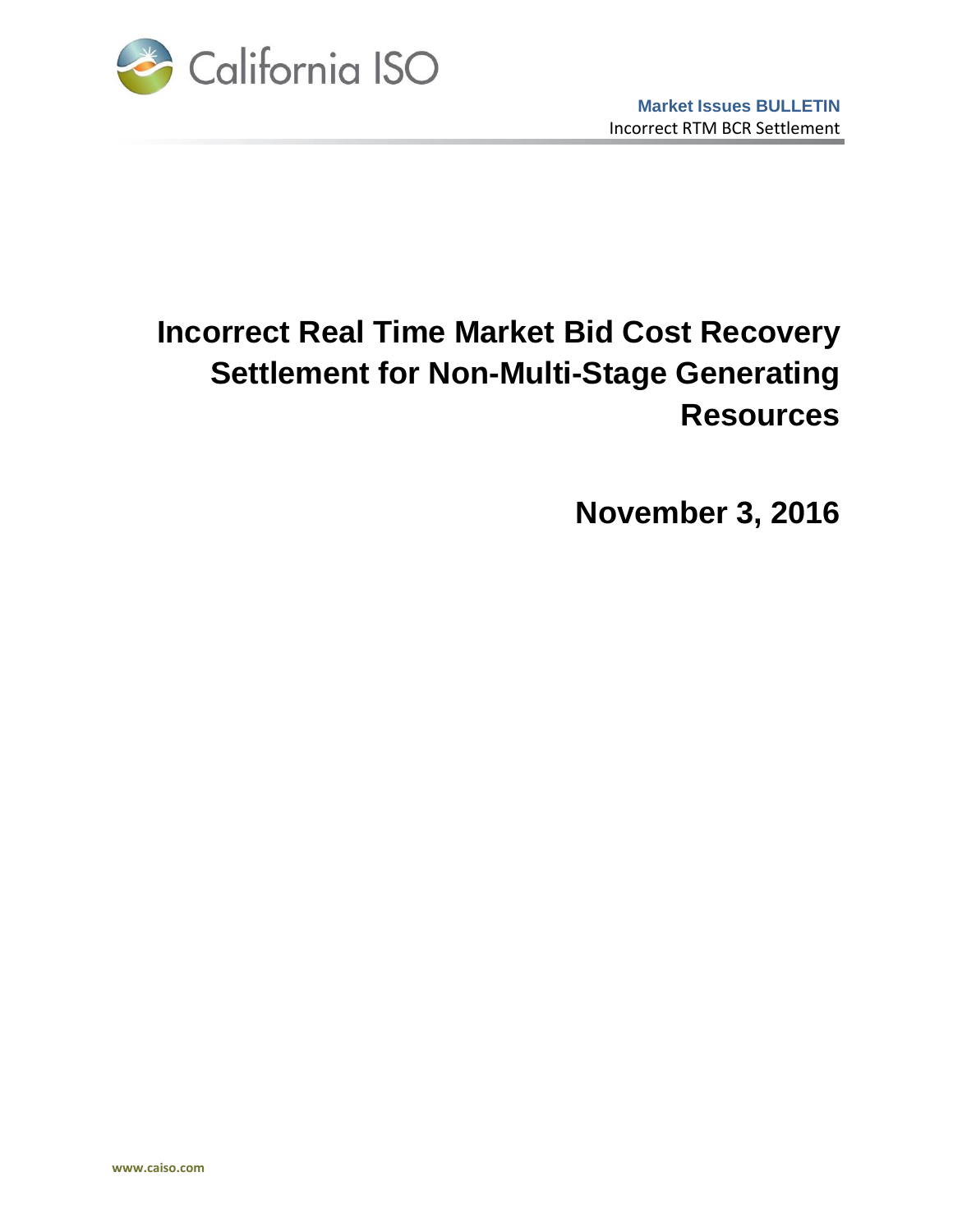# Incorrect Real Time Market Bid Cost Recovery Settlement for Non-Multi-Stage Generating Resources

## November 3, 2016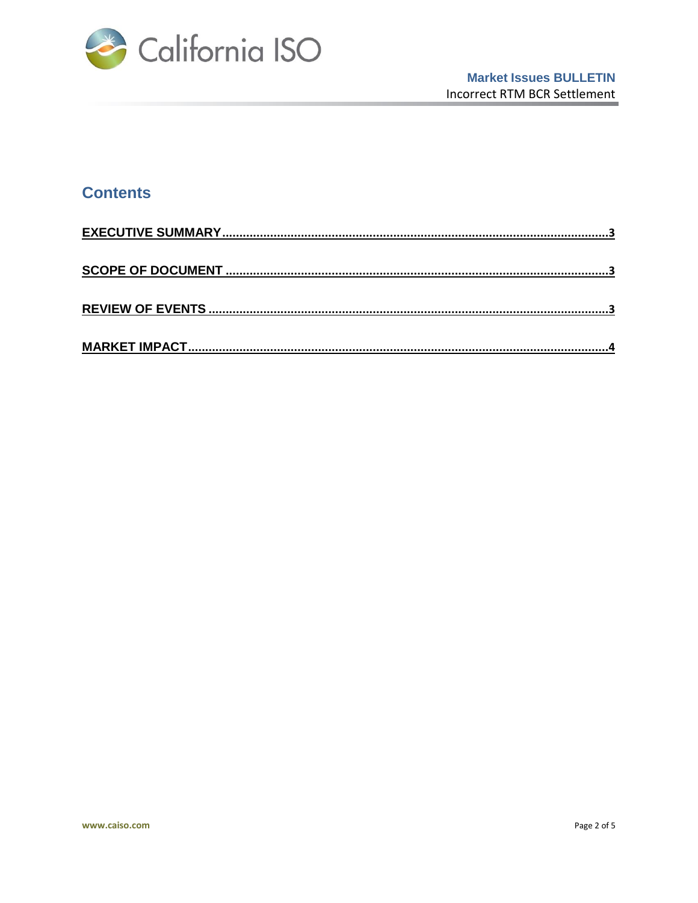## Contents

EXECUTIVE SUMMARY .....3

SCOPE OF DOCUMENT .....3

REVIEW OF EVENTS .....3

MARKET IMPACT .....4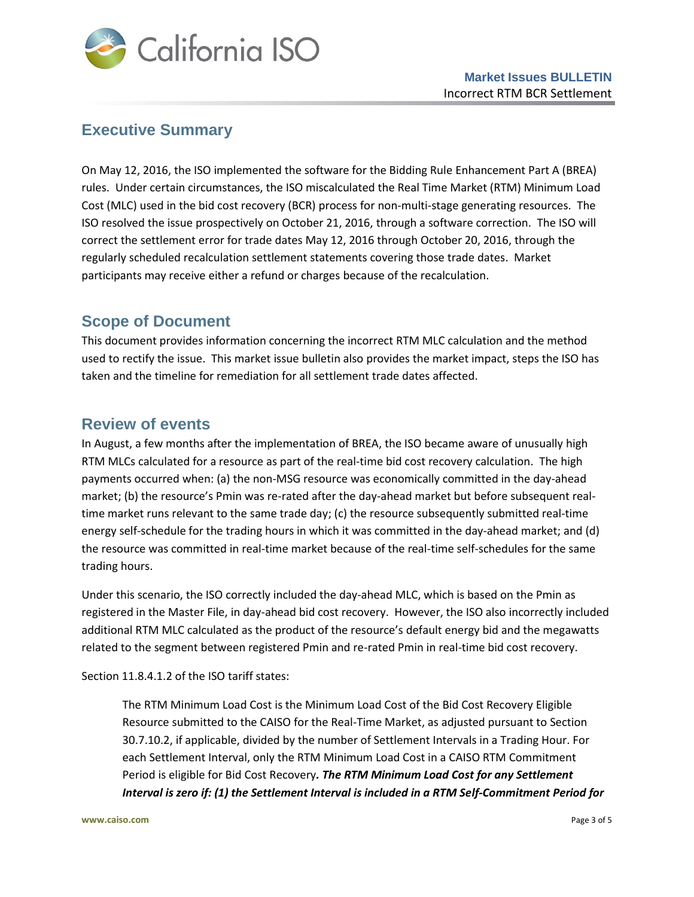## Executive Summary

On May 12, 2016, the ISO implemented the software for the Bidding Rule Enhancement Part A (BREA) rules. Under certain circumstances, the ISO miscalculated the Real Time Market (RTM) Minimum Load Cost (MLC) used in the bid cost recovery (BCR) process for non-multi-stage generating resources. The ISO resolved the issue prospectively on October 21, 2016, through a software correction. The ISO will correct the settlement error for trade dates May 12, 2016 through October 20, 2016, through the regularly scheduled recalculation settlement statements covering those trade dates. Market participants may receive either a refund or charges because of the recalculation.

## Scope of Document

This document provides information concerning the incorrect RTM MLC calculation and the method used to rectify the issue. This market issue bulletin also provides the market impact, steps the ISO has taken and the timeline for remediation for all settlement trade dates affected.

## Review of events

In August, a few months after the implementation of BREA, the ISO became aware of unusually high RTM MLCs calculated for a resource as part of the real-time bid cost recovery calculation. The high payments occurred when: (a) the non-MSG resource was economically committed in the day-ahead market; (b) the resource's Pmin was re-rated after the day-ahead market but before subsequent real-time market runs relevant to the same trade day; (c) the resource subsequently submitted real-time energy self-schedule for the trading hours in which it was committed in the day-ahead market; and (d) the resource was committed in real-time market because of the real-time self-schedules for the same trading hours.

Under this scenario, the ISO correctly included the day-ahead MLC, which is based on the Pmin as registered in the Master File, in day-ahead bid cost recovery. However, the ISO also incorrectly included additional RTM MLC calculated as the product of the resource's default energy bid and the megawatts related to the segment between registered Pmin and re-rated Pmin in real-time bid cost recovery.

Section 11.8.4.1.2 of the ISO tariff states:

> The RTM Minimum Load Cost is the Minimum Load Cost of the Bid Cost Recovery Eligible Resource submitted to the CAISO for the Real-Time Market, as adjusted pursuant to Section 30.7.10.2, if applicable, divided by the number of Settlement Intervals in a Trading Hour. For each Settlement Interval, only the RTM Minimum Load Cost in a CAISO RTM Commitment Period is eligible for Bid Cost Recovery. ***The RTM Minimum Load Cost for any Settlement Interval is zero if: (1) the Settlement Interval is included in a RTM Self-Commitment Period for***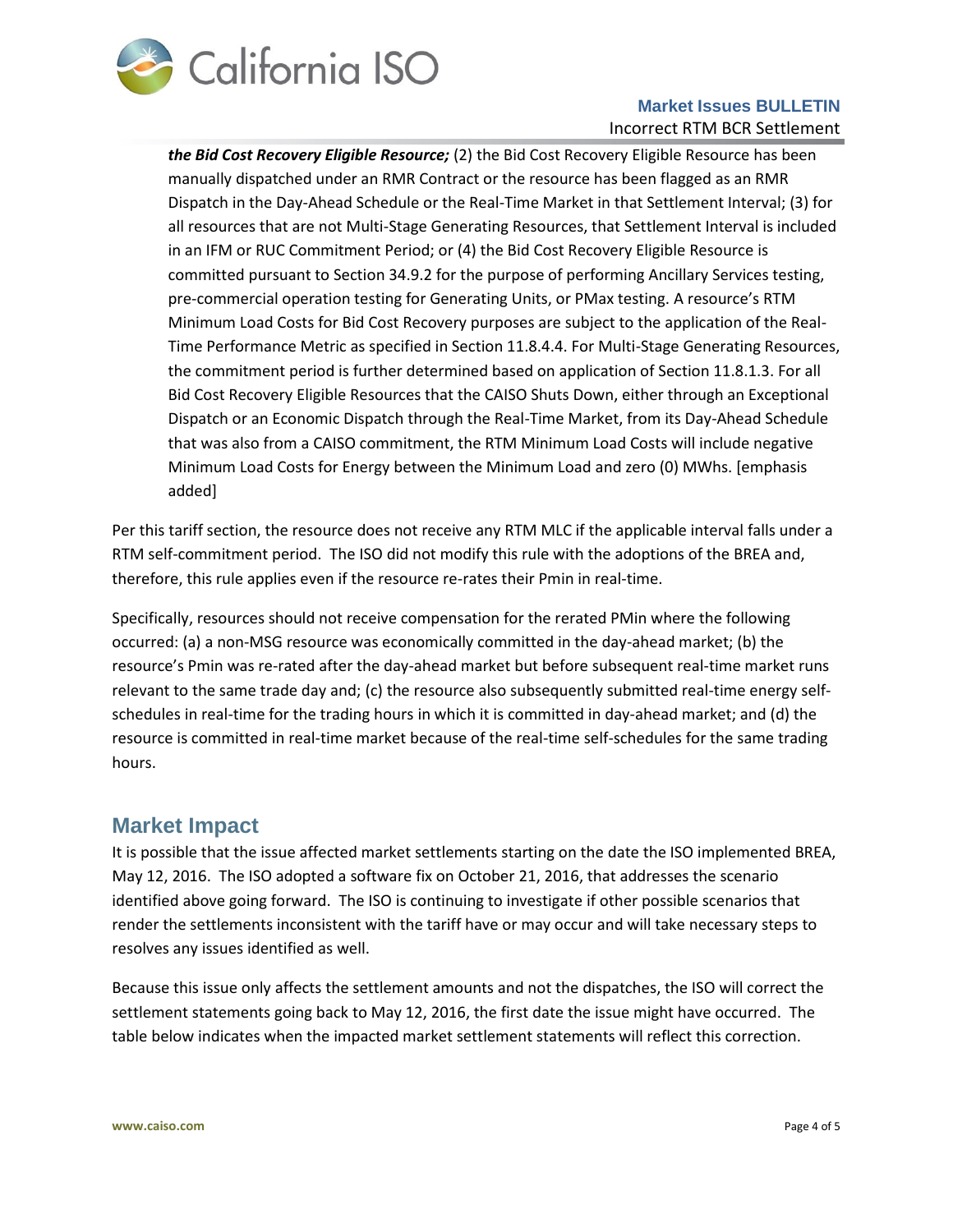> ***the Bid Cost Recovery Eligible Resource;*** (2) the Bid Cost Recovery Eligible Resource has been manually dispatched under an RMR Contract or the resource has been flagged as an RMR Dispatch in the Day-Ahead Schedule or the Real-Time Market in that Settlement Interval; (3) for all resources that are not Multi-Stage Generating Resources, that Settlement Interval is included in an IFM or RUC Commitment Period; or (4) the Bid Cost Recovery Eligible Resource is committed pursuant to Section 34.9.2 for the purpose of performing Ancillary Services testing, pre-commercial operation testing for Generating Units, or PMax testing. A resource's RTM Minimum Load Costs for Bid Cost Recovery purposes are subject to the application of the Real-Time Performance Metric as specified in Section 11.8.4.4. For Multi-Stage Generating Resources, the commitment period is further determined based on application of Section 11.8.1.3. For all Bid Cost Recovery Eligible Resources that the CAISO Shuts Down, either through an Exceptional Dispatch or an Economic Dispatch through the Real-Time Market, from its Day-Ahead Schedule that was also from a CAISO commitment, the RTM Minimum Load Costs will include negative Minimum Load Costs for Energy between the Minimum Load and zero (0) MWhs. [emphasis added]

Per this tariff section, the resource does not receive any RTM MLC if the applicable interval falls under a RTM self-commitment period. The ISO did not modify this rule with the adoptions of the BREA and, therefore, this rule applies even if the resource re-rates their Pmin in real-time.

Specifically, resources should not receive compensation for the rerated PMin where the following occurred: (a) a non-MSG resource was economically committed in the day-ahead market; (b) the resource's Pmin was re-rated after the day-ahead market but before subsequent real-time market runs relevant to the same trade day and; (c) the resource also subsequently submitted real-time energy self-schedules in real-time for the trading hours in which it is committed in day-ahead market; and (d) the resource is committed in real-time market because of the real-time self-schedules for the same trading hours.

## Market Impact

It is possible that the issue affected market settlements starting on the date the ISO implemented BREA, May 12, 2016. The ISO adopted a software fix on October 21, 2016, that addresses the scenario identified above going forward. The ISO is continuing to investigate if other possible scenarios that render the settlements inconsistent with the tariff have or may occur and will take necessary steps to resolves any issues identified as well.

Because this issue only affects the settlement amounts and not the dispatches, the ISO will correct the settlement statements going back to May 12, 2016, the first date the issue might have occurred. The table below indicates when the impacted market settlement statements will reflect this correction.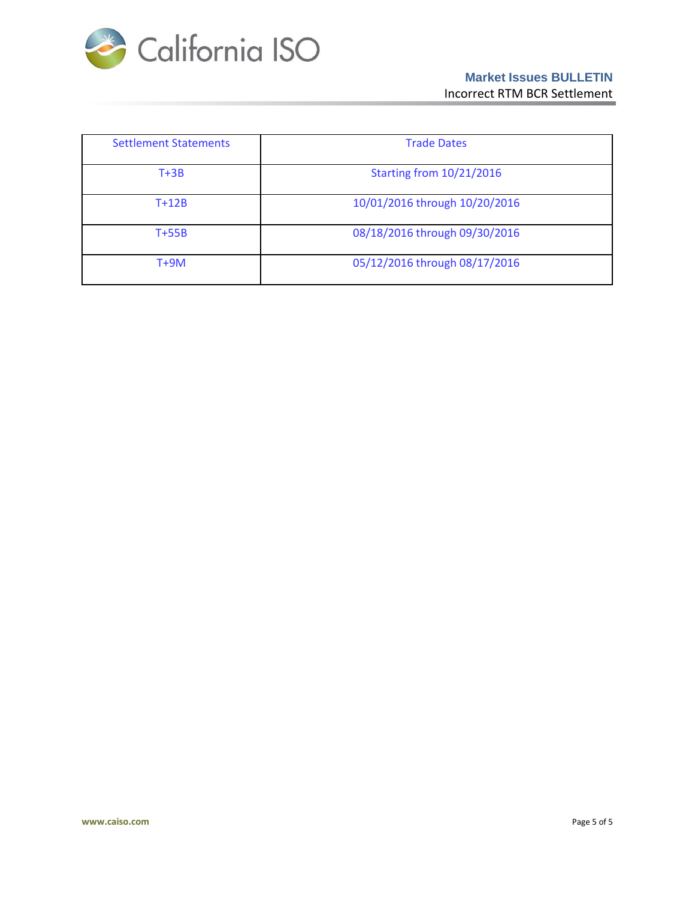| Settlement Statements | Trade Dates |
|---|---|
| T+3B | Starting from 10/21/2016 |
| T+12B | 10/01/2016 through 10/20/2016 |
| T+55B | 08/18/2016 through 09/30/2016 |
| T+9M | 05/12/2016 through 08/17/2016 |